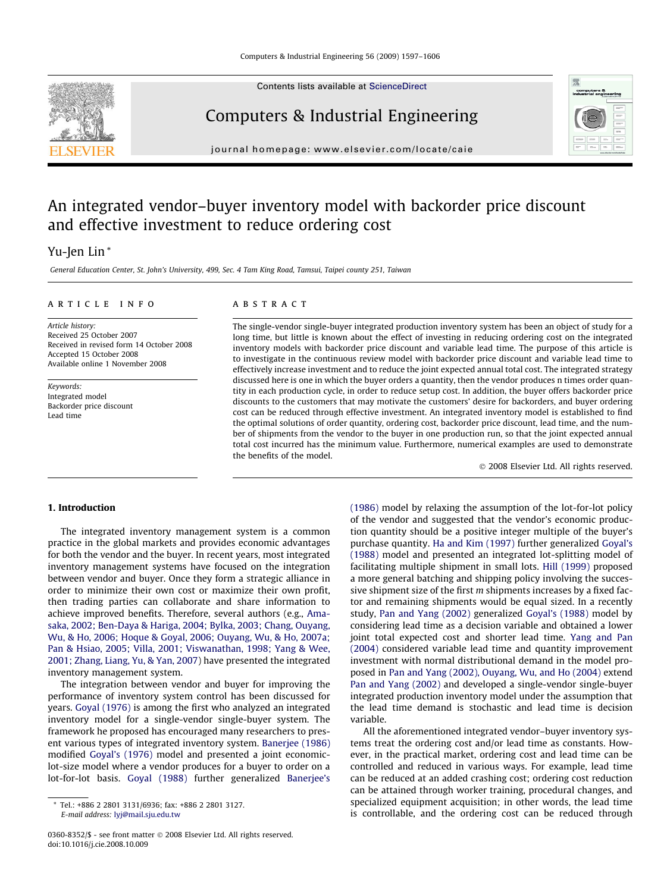# An integrated vendor–buyer inventory model with backorder price discount and effective investment to reduce ordering cost

Yu-Jen Lin *

*General Education Center, St. John's University, 499, Sec. 4 Tam King Road, Tamsui, Taipei county 251, Taiwan*

## ARTICLE INFO

*Article history:*
Received 25 October 2007
Received in revised form 14 October 2008
Accepted 15 October 2008
Available online 1 November 2008

*Keywords:*
Integrated model
Backorder price discount
Lead time

## ABSTRACT

The single-vendor single-buyer integrated production inventory system has been an object of study for a long time, but little is known about the effect of investing in reducing ordering cost on the integrated inventory models with backorder price discount and variable lead time. The purpose of this article is to investigate in the continuous review model with backorder price discount and variable lead time to effectively increase investment and to reduce the joint expected annual total cost. The integrated strategy discussed here is one in which the buyer orders a quantity, then the vendor produces n times order quantity in each production cycle, in order to reduce setup cost. In addition, the buyer offers backorder price discounts to the customers that may motivate the customers' desire for backorders, and buyer ordering cost can be reduced through effective investment. An integrated inventory model is established to find the optimal solutions of order quantity, ordering cost, backorder price discount, lead time, and the number of shipments from the vendor to the buyer in one production run, so that the joint expected annual total cost incurred has the minimum value. Furthermore, numerical examples are used to demonstrate the benefits of the model.

© 2008 Elsevier Ltd. All rights reserved.

## 1. Introduction

The integrated inventory management system is a common practice in the global markets and provides economic advantages for both the vendor and the buyer. In recent years, most integrated inventory management systems have focused on the integration between vendor and buyer. Once they form a strategic alliance in order to minimize their own cost or maximize their own profit, then trading parties can collaborate and share information to achieve improved benefits. Therefore, several authors (e.g., Amasaka, 2002; Ben-Daya & Hariga, 2004; Bylka, 2003; Chang, Ouyang, Wu, & Ho, 2006; Hoque & Goyal, 2006; Ouyang, Wu, & Ho, 2007a; Pan & Hsiao, 2005; Villa, 2001; Viswanathan, 1998; Yang & Wee, 2001; Zhang, Liang, Yu, & Yan, 2007) have presented the integrated inventory management system.

The integration between vendor and buyer for improving the performance of inventory system control has been discussed for years. Goyal (1976) is among the first who analyzed an integrated inventory model for a single-vendor single-buyer system. The framework he proposed has encouraged many researchers to present various types of integrated inventory system. Banerjee (1986) modified Goyal's (1976) model and presented a joint economic-lot-size model where a vendor produces for a buyer to order on a lot-for-lot basis. Goyal (1988) further generalized Banerjee's (1986) model by relaxing the assumption of the lot-for-lot policy of the vendor and suggested that the vendor's economic production quantity should be a positive integer multiple of the buyer's purchase quantity. Ha and Kim (1997) further generalized Goyal's (1988) model and presented an integrated lot-splitting model of facilitating multiple shipment in small lots. Hill (1999) proposed a more general batching and shipping policy involving the successive shipment size of the first *m* shipments increases by a fixed factor and remaining shipments would be equal sized. In a recently study, Pan and Yang (2002) generalized Goyal's (1988) model by considering lead time as a decision variable and obtained a lower joint total expected cost and shorter lead time. Yang and Pan (2004) considered variable lead time and quantity improvement investment with normal distributional demand in the model proposed in Pan and Yang (2002), Ouyang, Wu, and Ho (2004) extend Pan and Yang (2002) and developed a single-vendor single-buyer integrated production inventory model under the assumption that the lead time demand is stochastic and lead time is decision variable.

All the aforementioned integrated vendor–buyer inventory systems treat the ordering cost and/or lead time as constants. However, in the practical market, ordering cost and lead time can be controlled and reduced in various ways. For example, lead time can be reduced at an added crashing cost; ordering cost reduction can be attained through worker training, procedural changes, and specialized equipment acquisition; in other words, the lead time is controllable, and the ordering cost can be reduced through

\* Tel.: +886 2 2801 3131/6936; fax: +886 2 2801 3127.
E-mail address: lyj@mail.sju.edu.tw

0360-8352/$ - see front matter © 2008 Elsevier Ltd. All rights reserved.
doi:10.1016/j.cie.2008.10.009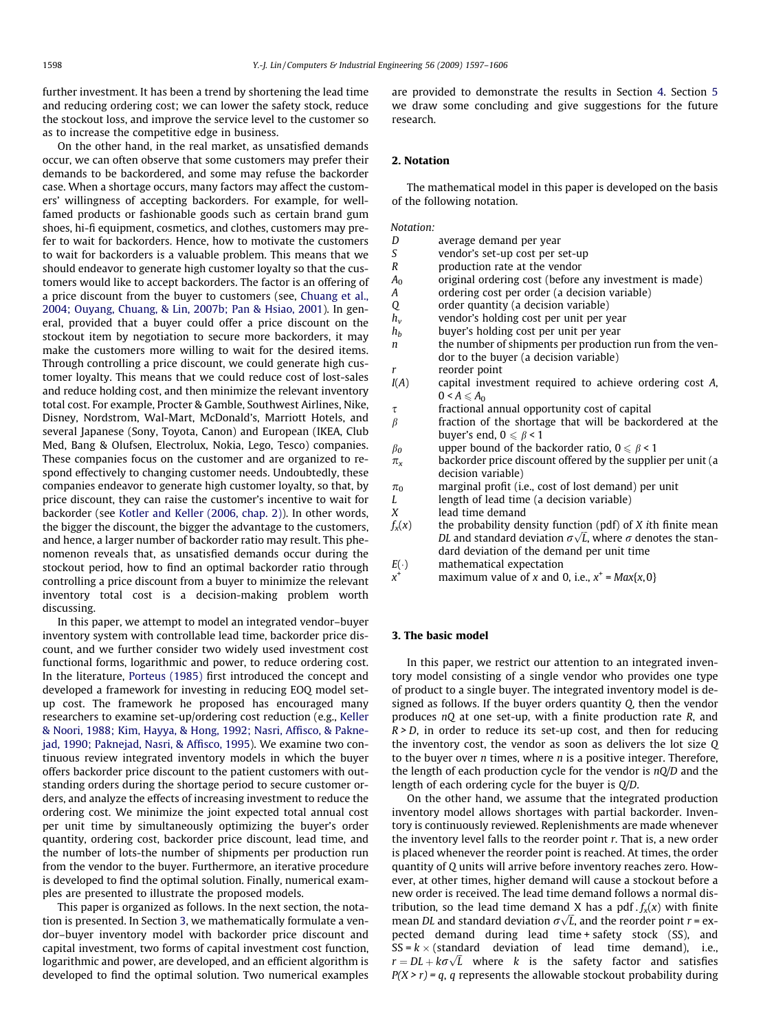further investment. It has been a trend by shortening the lead time and reducing ordering cost; we can lower the safety stock, reduce the stockout loss, and improve the service level to the customer so as to increase the competitive edge in business.

On the other hand, in the real market, as unsatisfied demands occur, we can often observe that some customers may prefer their demands to be backordered, and some may refuse the backorder case. When a shortage occurs, many factors may affect the customers' willingness of accepting backorders. For example, for well-famed products or fashionable goods such as certain brand gum shoes, hi-fi equipment, cosmetics, and clothes, customers may prefer to wait for backorders. Hence, how to motivate the customers to wait for backorders is a valuable problem. This means that we should endeavor to generate high customer loyalty so that the customers would like to accept backorders. The factor is an offering of a price discount from the buyer to customers (see, Chuang et al., 2004; Ouyang, Chuang, & Lin, 2007b; Pan & Hsiao, 2001). In general, provided that a buyer could offer a price discount on the stockout item by negotiation to secure more backorders, it may make the customers more willing to wait for the desired items. Through controlling a price discount, we could generate high customer loyalty. This means that we could reduce cost of lost-sales and reduce holding cost, and then minimize the relevant inventory total cost. For example, Procter & Gamble, Southwest Airlines, Nike, Disney, Nordstrom, Wal-Mart, McDonald's, Marriott Hotels, and several Japanese (Sony, Toyota, Canon) and European (IKEA, Club Med, Bang & Olufsen, Electrolux, Nokia, Lego, Tesco) companies. These companies focus on the customer and are organized to respond effectively to changing customer needs. Undoubtedly, these companies endeavor to generate high customer loyalty, so that, by price discount, they can raise the customer's incentive to wait for backorder (see Kotler and Keller (2006, chap. 2)). In other words, the bigger the discount, the bigger the advantage to the customers, and hence, a larger number of backorder ratio may result. This phenomenon reveals that, as unsatisfied demands occur during the stockout period, how to find an optimal backorder ratio through controlling a price discount from a buyer to minimize the relevant inventory total cost is a decision-making problem worth discussing.

In this paper, we attempt to model an integrated vendor–buyer inventory system with controllable lead time, backorder price discount, and we further consider two widely used investment cost functional forms, logarithmic and power, to reduce ordering cost. In the literature, Porteus (1985) first introduced the concept and developed a framework for investing in reducing EOQ model set-up cost. The framework he proposed has encouraged many researchers to examine set-up/ordering cost reduction (e.g., Keller & Noori, 1988; Kim, Hayya, & Hong, 1992; Nasri, Affisco, & Paknejad, 1990; Paknejad, Nasri, & Affisco, 1995). We examine two continuous review integrated inventory models in which the buyer offers backorder price discount to the patient customers with outstanding orders during the shortage period to secure customer orders, and analyze the effects of increasing investment to reduce the ordering cost. We minimize the joint expected total annual cost per unit time by simultaneously optimizing the buyer's order quantity, ordering cost, backorder price discount, lead time, and the number of lots-the number of shipments per production run from the vendor to the buyer. Furthermore, an iterative procedure is developed to find the optimal solution. Finally, numerical examples are presented to illustrate the proposed models.

This paper is organized as follows. In the next section, the notation is presented. In Section 3, we mathematically formulate a vendor–buyer inventory model with backorder price discount and capital investment, two forms of capital investment cost function, logarithmic and power, are developed, and an efficient algorithm is developed to find the optimal solution. Two numerical examples are provided to demonstrate the results in Section 4. Section 5 we draw some concluding and give suggestions for the future research.

## 2. Notation

The mathematical model in this paper is developed on the basis of the following notation.

*Notation:*

| | |
|---|---|
| $D$ | average demand per year |
| $S$ | vendor's set-up cost per set-up |
| $R$ | production rate at the vendor |
| $A_0$ | original ordering cost (before any investment is made) |
| $A$ | ordering cost per order (a decision variable) |
| $Q$ | order quantity (a decision variable) |
| $h_v$ | vendor's holding cost per unit per year |
| $h_b$ | buyer's holding cost per unit per year |
| $n$ | the number of shipments per production run from the vendor to the buyer (a decision variable) |
| $r$ | reorder point |
| $I(A)$ | capital investment required to achieve ordering cost $A$, $0 < A \leqslant A_0$ |
| $\tau$ | fractional annual opportunity cost of capital |
| $\beta$ | fraction of the shortage that will be backordered at the buyer's end, $0 \leqslant \beta < 1$ |
| $\beta_0$ | upper bound of the backorder ratio, $0 \leqslant \beta < 1$ |
| $\pi_x$ | backorder price discount offered by the supplier per unit (a decision variable) |
| $\pi_0$ | marginal profit (i.e., cost of lost demand) per unit |
| $L$ | length of lead time (a decision variable) |
| $X$ | lead time demand |
| $f_x(x)$ | the probability density function (pdf) of $X$ ith finite mean $DL$ and standard deviation $\sigma\sqrt{L}$, where $\sigma$ denotes the standard deviation of the demand per unit time |
| $E(\cdot)$ | mathematical expectation |
| $x^+$ | maximum value of $x$ and 0, i.e., $x^+ = Max\{x,0\}$ |

## 3. The basic model

In this paper, we restrict our attention to an integrated inventory model consisting of a single vendor who provides one type of product to a single buyer. The integrated inventory model is designed as follows. If the buyer orders quantity $Q$, then the vendor produces $nQ$ at one set-up, with a finite production rate $R$, and $R > D$, in order to reduce its set-up cost, and then for reducing the inventory cost, the vendor as soon as delivers the lot size $Q$ to the buyer over $n$ times, where $n$ is a positive integer. Therefore, the length of each production cycle for the vendor is $nQ/D$ and the length of each ordering cycle for the buyer is $Q/D$.

On the other hand, we assume that the integrated production inventory model allows shortages with partial backorder. Inventory is continuously reviewed. Replenishments are made whenever the inventory level falls to the reorder point $r$. That is, a new order is placed whenever the reorder point is reached. At times, the order quantity of $Q$ units will arrive before inventory reaches zero. However, at other times, higher demand will cause a stockout before a new order is received. The lead time demand follows a normal distribution, so the lead time demand X has a pdf . $f_x(x)$ with finite mean $DL$ and standard deviation $\sigma\sqrt{L}$, and the reorder point $r$ = expected demand during lead time + safety stock (SS), and SS = $k \times$ (standard deviation of lead time demand), i.e., $r = DL + k\sigma\sqrt{L}$ where $k$ is the safety factor and satisfies $P(X > r) = q$, $q$ represents the allowable stockout probability during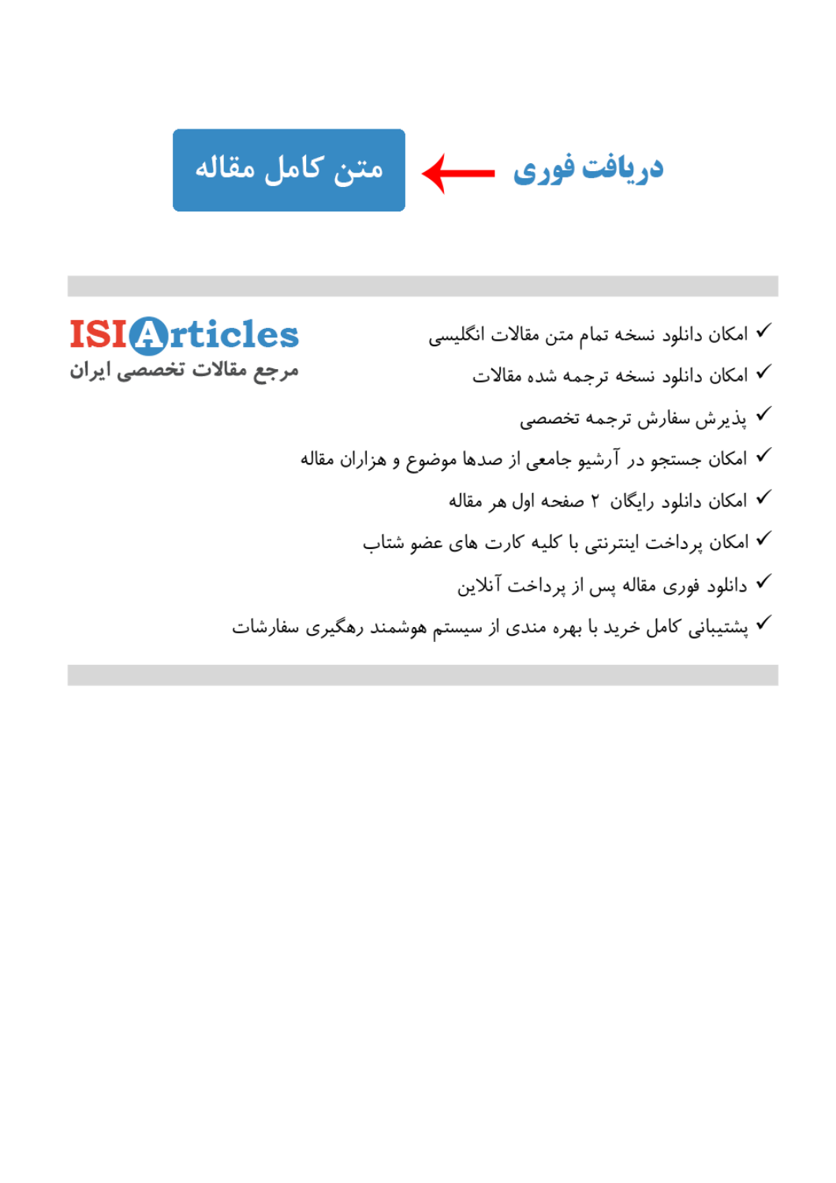دریافت فوری ← **متن کامل مقاله**

**ISIArticles**
مرجع مقالات تخصصی ایران

- ✓ امکان دانلود نسخه تمام متن مقالات انگلیسی
- ✓ امکان دانلود نسخه ترجمه شده مقالات
- ✓ پذیرش سفارش ترجمه تخصصی
- ✓ امکان جستجو در آرشیو جامعی از صدها موضوع و هزاران مقاله
- ✓ امکان دانلود رایگان ۲ صفحه اول هر مقاله
- ✓ امکان پرداخت اینترنتی با کلیه کارت های عضو شتاب
- ✓ دانلود فوری مقاله پس از پرداخت آنلاین
- ✓ پشتیبانی کامل خرید با بهره مندی از سیستم هوشمند رهگیری سفارشات